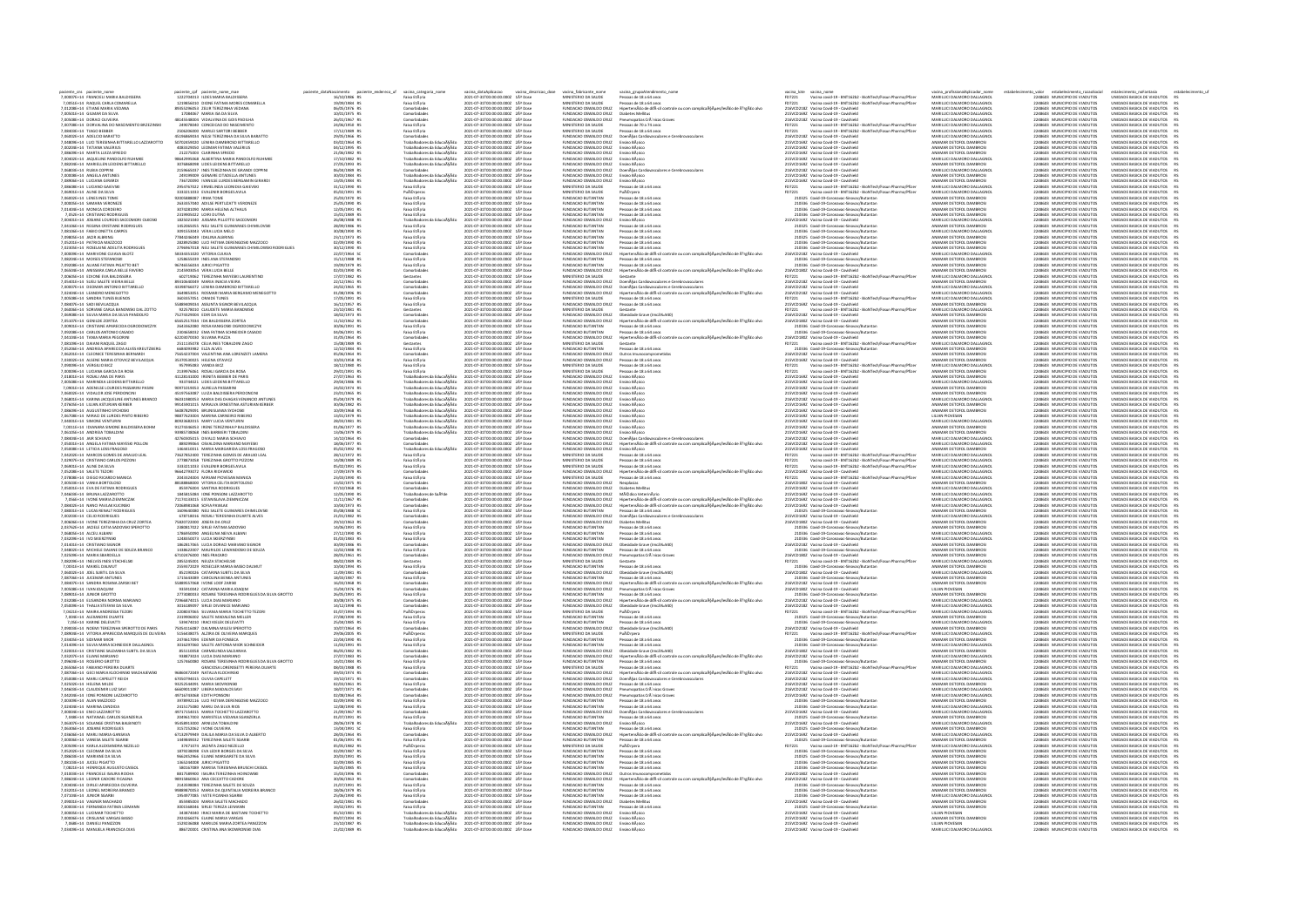| paciente_cns paciente_nome<br>7,00007E+14 FRANCIELI MARIA BALDISSERA                                                                                          | saciente_cpt paciente_nome_mae<br>1222704013 ILDES MARIA BALDISSERA                                                                              |                                                 | vacina_categoria_nome<br>Faixa EtĂj ria                                          | vecme_oataAptcacao vacina_do<br>2021-07-31T00:00:00.0002 1Ū Dose                                            |                                                                         | acina_gru                                                                                                                                             | Vacina covid-19 - BNT162b2 - BioNTech/Fosun Pharma/Pfizer                                                                                                | MARILUCI DALMORO DALLAGNO                                                        | 2248603 MUNICIPIO DE VIADUTOS                                                                   | UNIDADE BASICA DE VIADUTOS                                                                                                     |  |
|---------------------------------------------------------------------------------------------------------------------------------------------------------------|--------------------------------------------------------------------------------------------------------------------------------------------------|-------------------------------------------------|----------------------------------------------------------------------------------|-------------------------------------------------------------------------------------------------------------|-------------------------------------------------------------------------|-------------------------------------------------------------------------------------------------------------------------------------------------------|----------------------------------------------------------------------------------------------------------------------------------------------------------|----------------------------------------------------------------------------------|-------------------------------------------------------------------------------------------------|--------------------------------------------------------------------------------------------------------------------------------|--|
| 7.0051E+14 RAQUEL CARLA COMARELLA                                                                                                                             | 1219856010 DIONE FATIMA MORES COMARELLA                                                                                                          | 16/10/1986 RS<br>19/09/1984 RS                  | Faixa EtÃiria                                                                    | 2021-07-31T00:00:00.000Z 1Å* Dose                                                                           | MINISTERIO DA SAUDE<br>MINISTERIO DA SAUDE                              | Pessoas de 18 a 64 anos<br>Pessoas de 18 a 64 anos                                                                                                    | FD7221<br>FD7221 Vacina covid-19 - BNT162b2 - BioNTech/Fosun Pharma/Pfizer                                                                               | MARILUCI DALMORO DALLAGNOL                                                       | 2248603 MUNICIPIO DE VIADUTOS                                                                   | UNIDADE BASICA DE VIADUTOS RS                                                                                                  |  |
| 7.01208E+14 ETIANE MARIA VEDANA                                                                                                                               | 1219www.v www.communications.com                                                                                                                 | 8 at P/S/1976                                   |                                                                                  | 2021-07-31700:00:00.0002 2ÅP Dose                                                                           | INDAGAO OSWALDO CRID                                                    | Figuerana de la camada<br>Diabetes Melitus<br>trole ou com complica Āṣµes/lesĀ£o de Ā <sup>3</sup> rgĀ£o alvi                                         | 216VCD218Z Vacina Covid-19 - Covishield<br>215VCD169Z Vacina Covid-19 - Covishield                                                                       | MARILIUTI DAI MORO DALLAGNO                                                      | 2248603 MUNICIPIO DE VIADUTOS                                                                   | UNIDADE BASICA DE VIADUTOS                                                                                                     |  |
| ,00501E+14 GILMAR DA SILV                                                                                                                                     | 7084067 MARIA ISA DA SILVA                                                                                                                       | 0/01/1975 RS                                    | iomorbidade<br>iomorbidade                                                       |                                                                                                             | UNDACAO OSWALDO CRU                                                     |                                                                                                                                                       |                                                                                                                                                          | <b>ARILUCI DALMORO DALLAGNO</b>                                                  |                                                                                                 | ADE BASICA DE VIADUTOS                                                                                                         |  |
| 7,00508E+14 DORACI OLIVEIRA<br>7,00708E+14 DORVALINA DO NASCIMENTO BRZEZINSKI                                                                                 | 48145548004 VIDALVINA DE GOIS PADILHA<br>249078040 CONCEICAO DO NASCIMENTO                                                                       | 26/01/1967 RS<br>24/06/1950 RS                  | Comorbidades<br>Faixa EtĂjria                                                    | 2021-07-31T00:00:00.0002 2Å* Dose<br>2021-07-31T00:00:00.0002 1Å* Dose                                      | FUNDACAO OSWALDO CRUZ<br>MINISTERIO DA SAUDE                            | Pneumopatias CrĀ'nicas Graves<br>Pessoas de 70 a 74 anos                                                                                              | 216VCD218Z Vacina Covid-19 - Covishield<br>FD7221 Vacina covid-19 - BNT162b2 - BioNTech/Fosun Pharma/Pfizer                                              | MARILUCI DALMORO DALLAGNOL<br>MARILUCI DALMORO DALLAGNOL                         | 2248603 MUNICIPIO DE VIADUTOS<br>2248603 MUNICIPIO DE VIADUTOS                                  | UNIDADE BASICA DE VIADUTOS RS<br>UNIDADE BASICA DE VIADUTOS RS                                                                 |  |
| 7 08403F+14 TIAGO RERRER                                                                                                                                      | 2506206000 MARLELSARTORI RERRER                                                                                                                  | 17/17/1989 RS                                   | Faixa Ftäiria                                                                    | 2021-02-31700:00:00.0002 1 ÅR Dose                                                                          | MINISTERIO DA SALIDE                                                    | Pessoas de 18 a 64 anos                                                                                                                               | FD7221 Varina rovid.19 . RNT162h2 . RigNTech/Fourn Pharma/Pfize                                                                                          | MARILIICI DAIMORO DALLAGNOL                                                      | 2248603 MUNICIPIO DE VIADUTOS                                                                   | UNIDADE RASICA DE VIADUTOS RS                                                                                                  |  |
| 7,06002E+14 ADELCIO BARATT                                                                                                                                    | 5196869034 NELSI TEREZINHA DA SILVA BARATTO                                                                                                      |                                                 |                                                                                  | 2021-07-31T00:00:00.0002 2ÅP Dose                                                                           |                                                                         | Pessoas de 10 a 0<br>Doenças Cardio<br>Ensino Bæsico                                                                                                  |                                                                                                                                                          | MARILUCI DALMORO DALLAGNO<br>ANAMAR DETOFOL DAMBROSI                             |                                                                                                 |                                                                                                                                |  |
| 7,04809E+14 LUCI TERESINHA BITTARELLO LAZZAROTTO                                                                                                              | 50702459020 LENIRA DAMBROSO BITTARELLO                                                                                                           | 03/02/1964 RS                                   | .<br>Comorbidades<br>Frabalhadores da Educa§£o                                   |                                                                                                             | FUNDACAO OSWALDO CRUZ                                                   |                                                                                                                                                       | 216VCD218Z Vacina Covid-19 - Covishield<br>215VCD169Z Vacina Covid-19 - Covishield                                                                       |                                                                                  | 2248603 MUNICIPIO DE VIADOTOS                                                                   | UNIDADE BASICA DE VIADUTOS<br>UNIDADE BASICA DE VIADUTOS RS                                                                    |  |
| 7.00204E+14 TATIANA VALERIUS<br>7.08609E+14 MARTA LUIZA SFREDO                                                                                                | 4083329050 LEOMAR FATIMA VALERIUS<br>212275003 CLARINHA SFREDO                                                                                   | 04/12/1995 RS<br>21/06/1982 RS                  | Trabalhadores da EducaÃ4ão<br>Trabalhadores da EducaÃ4ão                         | 2021-07-31T00:00:00.000Z 2Ū Dose<br>2021-07-31T00:00:00.000Z 2A* Dose                                       | FUNDACAO OSWALDO CRUZ<br>FUNDACAO OSWALDO CRUZ                          | Ensino BAisico<br>Ensino BAisico                                                                                                                      | 215VCD169Z Vacina Covid-19 - Covishield<br>215VCD169Z Vacina Covid-19 - Covishield                                                                       | ANAMAR DETOFOL DAMBROSI<br>ANAMAR DETOFOL DAMBROSI                               | 2248603 MUNICIPIO DE VIADUTOS<br>2248603 MUNICIPIO DE VIADUTOS                                  | UNIDADE BASICA DE VIADUTOS RS<br>UNIDADE BASICA DE VIADUTOS RS                                                                 |  |
| 7,00402E+14 JAQUELINE PANDOLFO RUHMKI                                                                                                                         | 98642995068 ALBERTINA MARIA PANDOLFO RUHMKE                                                                                                      | 17/10/1982 RS                                   | rabalhadores da Educação                                                         |                                                                                                             | FUNDACAO OSWALDO CRUZ                                                   | Ensino BĂjsico                                                                                                                                        | 215VCD1692 Vacina Covid-19 - Covishield                                                                                                                  | MARILUCI DALMORO DALLAGNO                                                        | 2248603 MUNICIPIO DE VIADUTOS                                                                   | UNIDADE BASICA DE VIADUTOS RS                                                                                                  |  |
| 7,08204E+14 MARIELLEN LEIDENS BITTARELLO                                                                                                                      |                                                                                                                                                  | 27/05/1993 RS                                   | rabalhadores da Educação                                                         | 2021-07-31T00:00:00.0002 2ÅP Dose                                                                           | FUNDACAO OSWALDO CRUZ                                                   | Ensino BAjsico                                                                                                                                        | 215VCD169Z Vacina Covid-19 - Covishield                                                                                                                  | ANAMAR DETOFOL DAMBROSI                                                          | 2248603 MUNICIPIO DE VIADUTOS                                                                   | UNIDADE BASICA DE VIADUTOS RS                                                                                                  |  |
| 7,06803E+14 RUBIA COPPINI                                                                                                                                     | 3076868098 LIDES LEIDENS BITTARELLO<br>2159665037 INES TEREZINHA DE GRANDI COPPINI                                                               | 06/04/1989 RS                                   | Comorbidades                                                                     | 2021-07-31T00:00:00.0002 2Å* Dose                                                                           | FUNDACAO OSWALDO CRUZ                                                   | Doen§as Cardio<br>lares e Cerebrovasculares                                                                                                           | 216VCD218Z Vacina Covid-19 - Covishield                                                                                                                  | MARILUCI DALMORO DALLAGNOL                                                       | 2248603 MUNICIPIO DE VIADUTOS                                                                   | UNIDADE BASICA DE VIADUTOS RS                                                                                                  |  |
| 2 00008F+14 ANGELA ANTUNES                                                                                                                                    | 249199009 GENAIRE OTADELLA ANTUNES                                                                                                               | 20/03/1984 BS                                   | <b>Trahalhadores da FduraÃ&amp;ão</b>                                            | 2021-02-31700:00:00.0002 2 ÅR Dose                                                                          | FUNDAÇÃO OS WALDO CRUZ                                                  | Finding Raider                                                                                                                                        | 215VCD1697 Vacina Covid-19 - Covishield                                                                                                                  | ANAMAR DETORN DAMBROS                                                            | 2248603 MUNICIPIO DE VIADUTOS                                                                   | UNIDADE RASICA DE VIADUTOS RS                                                                                                  |  |
| 08906F+14   UCLANA GIRARE                                                                                                                                     | 736720090 IVANII SE LURDES RERGAMIN GIRARDI                                                                                                      | 3/05/1984 BS                                    | .<br>rabalhadores da Educação                                                    | 2021-02-31700:00:00.0002 2 ÅR Dose                                                                          | FUNDAÇÃO OS WALDO CRUZ                                                  | Finding Raildin                                                                                                                                       | 215VCD169Z Vacina Covid-19 - Covishield                                                                                                                  | ANAMAR DETORN DAMBROS                                                            | 2248603 MUNICIPIO DE VIADUTOS                                                                   | UNIDADE RASICA DE VIADUTOS RS                                                                                                  |  |
| 7,0860BE+14 LUCIANO GAIEVSK                                                                                                                                   | 2954767022 ERMELINDA LEONIDIA GAIEVSKI                                                                                                           | 31/12/1990 RS                                   | Faixa EtĂjria                                                                    | 2021-07-31T00:00:00.0002 1Å* Dose                                                                           | MINISTERIO DA SAUDE                                                     | Pessoas de 18 a 64 ano                                                                                                                                | FD7221 Vacina covid-19 - BNT162b2 - BioNTech/Fosun Pharma/Pfize                                                                                          | MARILUCI DALMORO DALLAGNO                                                        | 2248603 MUNICIPIO DE VIADUTOS                                                                   | UNIDADE BASICA DE VIADUTOS RS                                                                                                  |  |
| 7.06901E+14 ALINE DA SILVA<br>7.06002E+14 LENES INESTOME                                                                                                      | 3333211033 EVALENIR BORGES AVILA<br>ROOFSSSRIST IRMA TOMP                                                                                        | 05/02/1991 RS<br>25/03/1970 RS                  | Pu©rperat<br>Faixa EtAiria                                                       | 2021-07-31T00:00:00.000Z 1Å* Dose<br>2021-07-31T00:00:00.000Z 1ÅP Dose                                      | MINISTERIO DA SAUDE<br>FUNDACAO BUTANTAN                                | PuĀDroera<br>Pessoas de 18 a 64 anos                                                                                                                  | FD7221<br>Vacina covid-19 - BNT162b2 - BioNTech/Fosun Pharma/Pfizer<br>210325 Covid-19-Coronavac-Sinovac/Butantan                                        | MARILUCI DALMORO DALLAGNOL<br>ANAMAR DETOFOL DAMBROSI                            | 2248603 MUNICIPIO DE VIADUTOS<br>2248603 MUNICIPIO DE VIADUTOS                                  | UNIDADE BASICA DE VIADUTOS RS<br>UNIDADE BASICA DE VIADUTOS RS                                                                 |  |
| 7.00005E+14 SAMARA VERONEZ                                                                                                                                    | 2633357040 ADILSE PERTUZATTI VERONEZE                                                                                                            | 25/05/1990 RS<br>25/05/1990 RS                  | Faixa EtĂjria<br>Faixa EtĂjria                                                   | 2021-07-31T00:00:00.0002 1Å* Dose                                                                           | FUNDACAO BUTANTAN<br>FUNDACAO BUTANTAN<br>FUNDACAO BUTANTAN             |                                                                                                                                                       |                                                                                                                                                          | ANAMAR DETOFOL DAMBROS                                                           | 2248603 MUNICIPIO DE VIADOTOS                                                                   | UNIDADE BASICA DE VIABUTOS<br>NIDADE BASICA DE VIADUTOS RS<br>NIDADE BASICA DE VIADUTOS RS                                     |  |
| 7,01404E+14 MONICA CORDEIRO                                                                                                                                   | 074281090 MARIA HELENA ALTHAUS                                                                                                                   |                                                 |                                                                                  |                                                                                                             |                                                                         | Pessoas de 18 a 64 ano<br>Pessoas de 18 a 64 ano                                                                                                      | 210336 Covid-19-Coronavac-Sinovac/Butantan                                                                                                               | ANAMAR DETOFOL DAMBROS                                                           |                                                                                                 |                                                                                                                                |  |
| 7,052E+14 CRISTIANO RODRIGUES                                                                                                                                 | 2319905022 LOIRI DUTRA                                                                                                                           | 15/01/1989 RS                                   | Faixa EtÃjria                                                                    | 2021-07-31T00:00:00.000Z 1Å* Dose                                                                           |                                                                         | Pessoas de 18 a 64 anos                                                                                                                               | 210336 Covid-19-Coronavac-Sinovac/Butantan                                                                                                               | ANAMAR DETOFOL DAMBROSI                                                          | 2248603 MUNICIPIO DE VIADUTOS                                                                   | UNIDADE BASICA DE VIADUTOS RS                                                                                                  |  |
| 7.00401E+14 JOSIANE LOURDES SACCOMORI OLKOSKI<br>A1065+14 REGINA CRISTIANE RODRIGUES                                                                          | 1825021040 JUSSARA PILLOTTO SACCOMORI<br>452065055 NELL SALETE GUIMARAES CHIMILOVSKI                                                             | 26/08/1988 RS<br>28/09/1986 BS                  | Trabalhadores da EducaÃ4ão<br><b>Faixa Ftairia</b>                               | 2021-07-31T00:00:00.000Z 2A* Dose<br>2021-02-31T00:00:00.0002 1 ÅR Dose                                     | FUNDACAO OSWALDO CRUZ<br>FUNDAÇÃO BUTANTAN                              | Ensino BĂisico<br>Pessoas de 18 a 64 ano                                                                                                              | 215VCD169Z Vacina Covid-19 - Covishield                                                                                                                  | MARILUCI DALMORO DALLAGNO<br>ANAMAR DETORNI DAMBROSI                             | 2248603 MUNICIPIO DE VIADUTOS<br>2248603 MUNICIPIO DE VIADUTOS                                  | UNIDADE BASICA DE VIADUTOS RS<br>UNIDADE RASICA DE VIADUTOS RS                                                                 |  |
| 7,08106E+14 FABIO ONETTA CARPES                                                                                                                               | 3091553043 VERA LUCIA MELO                                                                                                                       | 30/08/1990 RS                                   |                                                                                  |                                                                                                             |                                                                         | Pessoas de 18 a 64 ano                                                                                                                                | 210325 Covid-19-Coronavac-Sinovac/Butantan                                                                                                               |                                                                                  |                                                                                                 |                                                                                                                                |  |
| 7,09805E+14 JACIR ALBRING                                                                                                                                     | 77844246049 IDALINA ALBRING                                                                                                                      | 23/11/1973 RS                                   | ratea Etăjria<br>Faixa Etăjria<br>Faixa Etăjria                                  | 2021-07-31T00:00:00.0002 1ÅP Dose                                                                           | FUNDACAO BUTANTAN<br>FUNDACAO BUTANTAN                                  | Pessoas de 18 a 64 ano                                                                                                                                | 210325 Covid-19-Coronavac-Sinovac/Butantar                                                                                                               | MARILUCI DALMORO DALLAGNOL<br>ANAMAR DETOFOL DAMBROSI                            | 2248603 MUNICIPIO DE VIADOTOS                                                                   | UNIDADE BASICA DE VIADUTOS<br>UNIDADE BASICA DE VIADUTOS RS<br>UNIDADE BASICA DE VIADUTOS RS                                   |  |
| 7.05201E+14 PATRICIA MAZZOCO                                                                                                                                  | 2828925080 LUCI FATIMA DERENGOSKI MAZZOCO                                                                                                        | 02/09/1990 RS                                   | Faixa EtÄiria                                                                    | 2021-07-31T00:00:00.000Z 1Å* Dose                                                                           | FUNDACAO BUTANTAN                                                       | Pessoas de 18 a 64 anos                                                                                                                               | 210336 Covid-19-Coronavac-Sinovac/Butantan                                                                                                               | ANAMAR DETOFOL DAMBROSI                                                          | 2248603 MUNICIPIO DE VIADUTOS                                                                   | UNIDADE BASICA DE VIADUTOS RS                                                                                                  |  |
| 202305F+14 ROSFIAINF ADELITA RODRIGUES                                                                                                                        | 2796967018 NELI SALETE GUIMARAES CHIMILOWSKI RODRIGUES                                                                                           | 30/12/1990 RS<br>22/07/1964 SC                  | Faixa EtĂjria<br>Comorbidade<br>Faixa EtĂjria                                    | 2021-07-31T00:00:00.0002 1ÅP Dose                                                                           | <b>FUNDACAO BUTANTAN</b>                                                | Pessoas de 18 a 64 ano                                                                                                                                | 210336 Covid-19-Coronavac-Sinovac/Butantan                                                                                                               | ANAMAR DETOROL DAMBROS                                                           | 2248603 MUNICIPIO DE VIADUTOS                                                                   | UNIDADE BASICA DE VIADUTOS RS                                                                                                  |  |
| 00009E+14 MARIVONE CUIAVA BLOTZ<br>7,08204E+14 MOISES STEFANOSKI                                                                                              | 4351020 VITORIA CUIAVA<br>1258655039 INES ANA STEFANOSKI                                                                                         | 15/12/1988 RS                                   |                                                                                  | 2021-07-31T00:00:00.0002 1Å* Dose                                                                           | FUNDACAO BUTANTAN<br>FUNDACAO OSWALDO CRUZ<br>FUNDACAO BUTANTAN         | ilpertensão de difÃ-cil controle ou com complicaçÃμes/lesão de Ã <sup>3</sup> rgão alvo                                                               | 216VCD218Z Vacina Covid-19 - Covishield                                                                                                                  | MARILUCI DALMORO DALLAGNO<br>ANAMAR DETOFOL DAMBROSI                             | 2248603 MUNICIPIO DE VIADUTOS<br>2248603 MUNICIPIO DE VIADUTOS                                  | IDADE BASICA DE VIADUTOS<br>UNIDADE BASICA DE VIADUTOS RS                                                                      |  |
| 7,09208E+14 ALIANE FATIMA PIGATTO BET                                                                                                                         | 96746556034 JURICI PIGATTO                                                                                                                       | 19/09/1979 RS                                   | Faixa EtĂjria                                                                    | 2021-07-31T00:00:00.0002 1Å* Dose                                                                           | FUNDACAO BUTANTAN                                                       | Pessoas de 18 a 64 anos<br>Pessoas de 18 a 64 anos                                                                                                    | 210336 Covid-19-Coronavac-Sinovac/Butantan<br>210336 Covid-19-Coronavac-Sinovac/Butantan                                                                 | ANAMAR DETOFOL DAMBROSI                                                          | 2248603 MUNICIPIO DE VIADUTOS                                                                   | UNIDADE BASICA DE VIADUTOS RS                                                                                                  |  |
| 7 DESDAF+14 ANISSARA CARLA RELLE FAVERO                                                                                                                       | 2145903054 VERA LUCIA RELLE                                                                                                                      | 02/03/1990 BS                                   |                                                                                  | 2021-02-31700:00:00.0007 2 ÅR Dose                                                                          | FUNDACAO OSWALDO CRUZ                                                   | Hipertensão de ditÃ-cil controle ou com complicaçÃues/lesão de Ã <sup>3</sup> rgão alvo                                                               | 216VCD1807 Vacina Covid-19 - Covidbield                                                                                                                  | ANAMAR DETORNI DAMBROSI                                                          | 2248603 MUNICIPIO DE VIADUTOS                                                                   | UNIDADE RASICA DE VIADUTOS RS                                                                                                  |  |
| 7,00005E+14 FORDARD DATA BELLETA<br>7,00605E+14 EDIONE EVA BALDISSERA<br>7,05401E+14 SUELI SALETE VIEIRA BELLE                                                | 602719062 TEREZINHA MAYESKI LAURENTINO<br>89310640049 MARIA INACIA VIEIRA                                                                        | 17/07/1982 RS                                   | Comorbidade<br>Gestantes<br>Comorbidade                                          | 2021-07-31T00:00:00.0002 1ÅP Dose                                                                           | MINISTERIO DA SAUDE<br>FUNDAÇÃO OSWALDO CRUZ                            |                                                                                                                                                       | 216 VCD 2121 Vacina COVID-19 - COVISITING<br>FD7221 Vacina COVId-19 - BNT162b2 - BioNTech/Fosun Pharma/Pfizer<br>216VCD218Z Vacina Covid-19 - Covishield | MARILUCI DALMORO DALLAGNOL<br>ANAMAR DETOFOL DAMBROSI                            | 2248603 MUNICIPIO DE VIADOTOS                                                                   | UNIDADE BASICA DE VIADUTOS RS<br>UNIDADE BASICA DE VIADUTOS RS                                                                 |  |
|                                                                                                                                                               |                                                                                                                                                  | 22/12/1961 RS                                   |                                                                                  |                                                                                                             |                                                                         | Gestante<br>Doen§as Cardiovasculares e Cerebrovasculares                                                                                              |                                                                                                                                                          |                                                                                  |                                                                                                 |                                                                                                                                |  |
| 7.00007E+14 DEOMAR ANTONIO BITTARELLO<br>7.02404F+14   FANDRO MENEGOTTO                                                                                       | 43398766072 LENIRA DAMBROSO BITTARELLO<br>649853051 ROSMARI MARIA BERGAMO MENEGOTTO                                                              | 24/02/1965 RS                                   | Comorbidades<br>omorbidade                                                       | 2021-07-31T00:00:00.000Z 2ÅP Dose<br>2021-07-31T00:00:00.0002 2Å* Dose                                      | FUNDACAO OSWALDO CRUZ<br>FUNDACAO OSWALDO CRUZ                          | DoenĀfas Cardiovasculares e Cerebrovasculares<br>Hipertensão de difÃ-cil controle ou com complicações/lesão de Ã <sup>3</sup> rgão alvo               | 216VCD218Z Vacina Covid-19 - Covishield                                                                                                                  | MARILUCI DALMORO DALLAGNOL<br>MARILLICI DAI MORO DALLAGNO                        | 2248603 MUNICIPIO DE VIADUTOS<br>2248603 MUNICIPIO DE VIADUTOS                                  | UNIDADE BASICA DE VIADUTOS RS<br>UNIDADE RASICA DE VIADUTOS RS                                                                 |  |
| ,00508E+14 SANDRA TUNES BUENOS                                                                                                                                |                                                                                                                                                  | 01/08/1996 RS                                   | aixa EtĀjria                                                                     |                                                                                                             |                                                                         | essoas de 18 a 64 anos                                                                                                                                | 216VCD2182 Vacina Covid-19 - Covinhield<br>FD7221 Vacina covid-19 - ENT162b2 - BioNTech/Fosun Pharma/Pfizer<br>FD7221 Vacina Covid-19 - Covishield       |                                                                                  |                                                                                                 |                                                                                                                                |  |
| 7,08407E+14 SADI BEVILACQUA                                                                                                                                   | 3642833031 NOSMANI NARIA BENGAMO ME<br>3603357051 ORAIDE TUNES<br>55889409034 ASSUNTA SIGNOR BEVILACQUA                                          | 16/12/1957 RS                                   | Faixa EtĂjria                                                                    | 2021-07-31T00:00:00.0002 1At Dose                                                                           | NINISTERIO DA SAUDE<br>MINISTERIO DA SAUDE<br>FUNDACAO OSWALDO CRUZ     | Pessoas de 18 a 64 anos                                                                                                                               |                                                                                                                                                          | MARILUCI DALMORO DALLAGNO<br>ANAMAR DETOFOL DAMBROSI                             | 2248603 MONICIPIO DE VIADOTOS<br>2248603 MUNICIPIO DE VIADUTOS                                  | UNIDADE BASICA DE VIADUTOS<br>UNIDADE BASICA DE VIADUTOS RS<br>UNIDADE BASICA DE VIADUTOS RS                                   |  |
| 7,06006E+14 SORIANE CARLA BANOWSKI DAL ZOTTO                                                                                                                  | 922578010 CLAUDETE MARIA BANOWSKI                                                                                                                | 23/10/1981 RS                                   | Gestantes                                                                        | 2021-07-31T00:00:00.000Z 2Ū Dose                                                                            | MINISTERIO DA SAUDE                                                     | Gestante                                                                                                                                              | FD7221 Vacina covid-19 - BNT162b2 - BioNTech/Fosun Pharma/Pfizer                                                                                         | MARILUCI DALMORO DALLAGNOL                                                       | 2248603 MUNICIPIO DE VIADUTOS                                                                   | UNIDADE BASICA DE VIADUTOS RS                                                                                                  |  |
| 7 DEROBE+14 SILVIA MARIA DA SILVA PANDOLEO                                                                                                                    | 75274329004 FDIR DA SIVA                                                                                                                         | 18/02/1973 BS                                   | Comorbidade                                                                      | 2021-02-31700:00:00.0007 2 ÅR Dose                                                                          | FUNDACAO OSWALDO CRUZ                                                   | Chesidade Grave (Imr3%-X40)                                                                                                                           | 216VCD218Z Vacina Covid-19 - Covishield                                                                                                                  | ANAMAR DETORN DAMBROS                                                            | 2248603 MUNICIPIO DE VIADUTOS                                                                   | UNIDADE RASICA DE VIADUTOS RS                                                                                                  |  |
| 7,05107E+14 GENILDE ZORTEA<br>7,05107E+14 GENILDE ZORTEA<br>7,00901E+14 CRISTIANE APARECIDA OGRODOWCZYI                                                       | 15214329004 EDIR DA SLVA<br>65652517034 IDA BALDISSERA ZORTEA<br>2643362080 ROSA KANIGOSKI OGRODOWCZYK                                           | 11/10/1962 RS                                   | Comorbidade<br>Faixa EtÃjria                                                     | 2021-07-31T00:00:00.0002 2ÅP Dose                                                                           | FUNDACAO OSWALDO CRUZ<br>FUNDACAO BUTANTAN                              | பணமான பான ராகச்சைவர்<br> HipertensAEo de difA.cil controle ou com complicaA§Aµes/lesAEo de A <sup>3</sup> rgAEo alvo<br> Pessoas de 18 a 64 anos      | 216VCD1802 Vacina Covid-19 - Covishield<br>216VCD1802 Vacina Covid-19 - Covishield<br>210336 Covid-19-Coronavac-Sinovac/Butantar                         | ANAMAR DETOROL DAMBROS                                                           | 2248603 MONICIPIO DE VIADOTOS<br>2248603 MUNICIPIO DE VIADUTOS<br>2248603 MUNICIPIO DE VIADUTOS | UNIDADE BASICA DE VIADOTOS<br>UNIDADE BASICA DE VIADUTOS RS<br>UNIDADE BASICA DE VIADUTOS RS                                   |  |
| 7.09208E+14 CARLOS ANTONIO CASADO                                                                                                                             | 2304658032 EMA FATIMA SCHNEIDER CASADO                                                                                                           | 80/06/1991 RS<br>04/06/1991 RS                  | Faixa EtÄiria                                                                    | 2021-07-31T00:00:00.000Z 1Å* Dose                                                                           | <b>FUNDACAO BUTANTAN</b>                                                | Pessoas de 18 a 64 anos                                                                                                                               | 210336 Covid-19-Coronavac-Sinovac/Butantan                                                                                                               | ANAMAR DETOFOL DAMBROSI                                                          | 2248603 MUNICIPIO DE VIADUTOS                                                                   | UNIDADE BASICA DE VIADUTOS RS                                                                                                  |  |
| 7.04104E+14 TANIA MARIA PEGORINI                                                                                                                              | 62203070030 SILVANA PIAZZA                                                                                                                       | 31/05/1964 RS                                   | Comorbidade                                                                      | 2021-07-31T00:00:00.0002 2A* Dose                                                                           | FUNDACAO OSWALDO CRUZ                                                   | Hipertensão de difÃ-cil controle ou com complicaçÃues/lesão de Ã <sup>3</sup> rgão alvo                                                               | 216VCD1802 Vacina Covid-19 - Covishield                                                                                                                  | ANAMAR DETOFOL DAMBROSI                                                          | 2248603 MUNICIPIO DE VIADUTOS                                                                   | UNIDADE BASICA DE VIADUTOS RS                                                                                                  |  |
| 7,08109E+14 DAIANI RAQUEL ZAGO<br>7,08109E+14 DAIANI RAQUEL ZAGO<br>7,0520EE+14 ANDREIA APARECIDA ALVES KREUTZBERG<br>7,06201E+14 CLEONICE TERESINHA BERNARDI | 2511135078 CELIA INES TOBALDINI ZAGO                                                                                                             | 15/08/1989 R                                    | Gestantes<br>Faixa EtÃiria                                                       | 2021-07-31T00:00:00.0002 2ÅP Dose                                                                           | MINISTERIO DA SAUDE<br>FUNDACAO BUTANTAN                                |                                                                                                                                                       | Vacina covid-19 - BNT162b2 - BioNTech/Fosun Pharma/Pfizer<br>FD7221                                                                                      | MARILUCI DALMORO DALLAGNOI                                                       | 2248603 MUNICIPIO DE VIADOTOS                                                                   | UNIDADE BASICA DE VIADUTOS RS<br>UNIDADE BASICA DE VIADUTOS RS                                                                 |  |
|                                                                                                                                                               | 6684093982 ELZA ALVES<br>75654237004 VALENTINA ANA LORENZETI LAMERA                                                                              | 12/10/1984 RS                                   |                                                                                  |                                                                                                             |                                                                         | Pessoas de 18 a 64 anos                                                                                                                               | 210336 Covid-19-Coronavac-Sinovac/Butantan                                                                                                               |                                                                                  |                                                                                                 |                                                                                                                                |  |
| 7 03002F+14 ALSENE MARIA OTOVICZ REVILACOUA                                                                                                                   | 35370530025 HELENA OTAVICZ                                                                                                                       | 05/06/1964 RS<br><b>DONATOR RS</b>              | Comorbidades<br>Faixa Ftăiria                                                    | 2021-07-31T00:00:00.0002 2Å* Dose<br>2021-02-31700:00:00.0007 2 ÅR Dose                                     | FUNDACAO OSWALDO CRUZ<br>FUNDAÇÃO OSWALDO CRUZ                          | Outros Imuno<br>Personas de 18 a 64 anos                                                                                                              | 216VCD218Z Vacina Covid-19 - Covishield                                                                                                                  | ANAMAR DETOFOL DAMBROSI<br>ANAMAR DETORNI DAMBROSI                               | 2248603 MUNICIPIO DE VIADUTOS<br>2248603 MUNICIPIO DE VIADUTOS                                  | UNIDADE BASICA DE VIADUTOS RS<br>UNIDADE RASICA DE VIADUTOS RS                                                                 |  |
| 7.09009F+14 VERGIUO BICZ                                                                                                                                      | 957995083 VANDA RICZ                                                                                                                             | 18/12/1980 BS                                   | Faixa Frăiris                                                                    | 2021-02-31700:00:00.0002 1 ÅR Dose                                                                          | MINISTERIO DA SALIDE                                                    | Personas de 18 a 64 any                                                                                                                               | 215VCD169Z Vacina Covid-19 - Covishield<br>FD7221 Vacina covid-19 - BNT162b2 - BioNTech/Fosun Pharma/Pfizer                                              | MARILIO DAIMORO DALLAGNO                                                         | 2248603 MUNICIPIO DE VIADUTOS                                                                   | UNIDADE RASICA DE VIADUTOS RS                                                                                                  |  |
| 7,00009E+14 LUCIANA GARCIA DA ROS                                                                                                                             | 2139976061 ROSALI GARCIA DA ROSA                                                                                                                 | 29/01/1991 RS                                   | .<br>Faixa EtĂjiria                                                              | 2021-07-31T00:00:00.0002 1Å* Dos                                                                            | MINISTERIO DA SAUDE                                                     | Pessoas de 18 a 64 ano                                                                                                                                | Vacina covid-19 - BNT162b2 - BioNTech/Fosun Pharma/Pfizer<br>FD7221                                                                                      | ANAMAR DETOFOL DAMBROS                                                           | 2248603 MUNICIPIO DE VIADUTOS                                                                   | UNIDADE BASICA DE VIADUTOS RS                                                                                                  |  |
| 7.01801E+14 ROSALI ANA DE PARIS                                                                                                                               | 41128141000 IRENITA BEBBER DE PARIS                                                                                                              | 27/07/1963 RS                                   | Trabalhadores da EducaÃ4ão                                                       | 2021-07-31T00:00:00.0002 2Å* Dose                                                                           | FUNDACAO OSWALDO CRUZ                                                   | Ensino BAisico                                                                                                                                        | 215VCD169Z Vacina Covid-19 - Covishield                                                                                                                  | ANAMAR DETOFOL DAMBROSI                                                          | 2248603 MUNICIPIO DE VIADUTOS                                                                   | UNIDADE BASICA DE VIADUTOS RS                                                                                                  |  |
| 7.00508E+14 MARINDIA LEIDENS BITTARELLO                                                                                                                       | 933744021 LIDES LEIDENS BITTARELLO                                                                                                               | 29/04/1986 RS                                   | Trabalhadores da EducaÃ4ão                                                       | 2021-07-31T00:00:00.000Z 2Ū Dose                                                                            | FUNDACAO OSWALDO CRUZ                                                   | Ensino BAisico                                                                                                                                        | 215VCD169Z Vacina Covid-19 - Covishield                                                                                                                  | MARILUCI DALMORO DALLAGNOL                                                       | 2248603 MUNICIPIO DE VIADUTOS                                                                   | UNIDADE BASICA DE VIADUTOS RS                                                                                                  |  |
| 7,0901E+14 ADENILSE LOURDES PASSARINI PASINI<br>7,0901E+14 ADENILSE LOURDES PASSARINI PASINI                                                                  | 90971019053 AURELIA PASSARINI<br>45197563087 LUIZA BALDISSERA PERDONCINI                                                                         | 24/02/1974 RS<br>24/02/1974 RS<br>23/01/1965 RS | rabalhadores da Educação<br>rabalhadores da Educação<br>rabalhadores da Educação | 2021-07-31T00:00:00.0002 2ÅP Dose                                                                           | FUNDACAO OSWALDO CRUZ<br>FUNDACAO OSWALDO CRUZ                          | Ensino BĂjsico<br>Ensino BĂjsico                                                                                                                      | 215VCD1692 Vacina Covid-19 - Covinhing                                                                                                                   | ANAMAR DETOFOL DAMBROSI                                                          | 2248603 MUNICIPIO DE VIADOTOS                                                                   | UNIDADE BASICA DE VIADUTOS RS<br>UNIDADE BASICA DE VIADUTOS RS<br>UNIDADE BASICA DE VIADUTOS RS                                |  |
|                                                                                                                                                               | 96031980053 MARIA DAS CHAGAS VENANCIO ANTUNES                                                                                                    |                                                 |                                                                                  |                                                                                                             |                                                                         |                                                                                                                                                       |                                                                                                                                                          |                                                                                  |                                                                                                 |                                                                                                                                |  |
| 7,06801E+14 KARINA JACQUELINE ANTUNES BRANCO<br>7.07605E+14 LILIAN ASTURIAN KERBER                                                                            | 99145901015 MIRALVA ERNESTINA ASTURIAN KERBER                                                                                                    | 05/04/1979 RS<br>30/06/1982 RS                  | Trabalhadores da Educação<br>Trabalhadores da EducaÃ4ão                          | 2021-07-31T00:00:00.0002 2Ū Dose<br>2021-07-31T00:00:00.0002 2A* Dose                                       | FUNDACAO OSWALDO CRUZ<br>FUNDACAO OSWALDO CRUZ                          | Ensino BAjsico<br>Ensino BAisico                                                                                                                      | 216VCD218Z Vacina Covid-19 - Covishield<br>215VCD169Z Vacina Covid-19 - Covishield                                                                       | MARILUCI DALMORO DALLAGNOL<br>ANAMAR DETOFOL DAMBROSI                            | 2248603 MUNICIPIO DE VIADUTOS<br>2248603 MUNICIPIO DE VIADUTOS                                  | UNIDADE BASICA DE VIADUTOS RS<br>UNIDADE BASICA DE VIADUTOS RS                                                                 |  |
| <b>GRADRE+14 AUGUSTINHO SYCHOSK</b>                                                                                                                           | SEREZR29091 RRIINISIAMA SYCHOSKI                                                                                                                 | 0/09/1968 BS                                    | <b>Frahalhadores da Fduraã&amp;ã£o</b>                                           | 2021-02-31700:00:00.0002 2 ÅR Dose                                                                          | FUNDAÇÃO OS WALDO CRUZ                                                  | Finding Raildin                                                                                                                                       | 215VCD1697 Varina Could-19 - Couldhight                                                                                                                  | ANAMAR DETORNI DAMBROS                                                           | 2248603 MUNICIPIO DE VIADUTOS                                                                   | UNIDADE RASICA DE VIADUTOS RS                                                                                                  |  |
| .<br>7,06708E+14 MIRACI DE LURDES PINTO RIBEIRI                                                                                                               | 98877623004 MARINA CARNEIRO RIBEIRO                                                                                                              | 13/01/1979 RS                                   | abalhadores da Educação                                                          | 2021-07-31T00:00:00.000Z 2AP Dose                                                                           | FUNDACAO OSWALDO CRUZ                                                   | Ensino BĂjsic                                                                                                                                         | 215VCD169Z Vacina Covid-19 - Covishield                                                                                                                  | LILIAN PIOVESAN                                                                  | 2248603 MUNICIPIO DE VIADUTOS                                                                   | UNIDADE BASICA DE VIADUTOS RS                                                                                                  |  |
| 7,04001E+14 SIMONE VENTURIN                                                                                                                                   | 80923682015 MARY LUCIA VENTURIN                                                                                                                  | 28/03/1981 RS                                   | Trabalhadores da Educação                                                        | 2021-07-31T00:00:00.0002 2Ū Dose                                                                            | FUNDACAO OSWALDO CRUZ                                                   | Ensino BAjsico                                                                                                                                        | 215VCD169Z Vacina Covid-19 - Covishield                                                                                                                  | MARILUCI DALMORO DALLAGNOL                                                       | 2248603 MUNICIPIO DE VIADUTOS                                                                   | UNIDADE BASICA DE VIADUTOS RS                                                                                                  |  |
| 7.0011E+14 IDIANARA SIMONE BALDISSERA BOHM                                                                                                                    | 91274346053 IRENE TEREZINHA P BALDISSERA                                                                                                         | 01/06/1977 RS                                   | Frabalhadores da EducaÃ4ão                                                       | 2021-07-31T00:00:00.0002 2Å* Dose                                                                           | FUNDACAO OSWALDO CRUZ                                                   | Ensino BAisico                                                                                                                                        | 215VCD169Z Vacina Covid-19 - Covishield                                                                                                                  | ANAMAR DETOFOL DAMBROSI                                                          | 2248603 MUNICIPIO DE VIADUTOS                                                                   | UNIDADE BASICA DE VIADUTOS RS                                                                                                  |  |
| 7,06105E+14 ANDREIA TOBALDINI<br>7,06105E+14 ANDREIA TOBALDINI<br>7,06101E+14 ANGELA FATIMA MAYESKI POLLON                                                    | 21217-2780068 INES BARBIERI TOBALDINI<br>42760305015 DIVALCI MARIA SCHIAVO<br>889299064 OSVALDINA MARIANO MAYESKI                                | 13/06/1979 RS<br>14/10/1964 RS                  | rabalhadores da Educação                                                         | 2021-07-31700:00:00.0002 2Å* Dose<br>2021-07-31700:00:00.0002 2Å* Dose                                      | FUNDACAO OSWALDO CRUZ<br>FUNDACAO OSWALDO CRUZ<br>FUNDACAO OSWALDO CRUZ | Ensino BĂjsico<br>Doenças Card                                                                                                                        | 215VCD1692 Vacina Covid-19 - Covishield<br>216VCD2182 Vacina Covid-19 - Covishield                                                                       | ANAMAR DETORD DAMBROSI<br>MARILUCI DALMORO DALLAGNO                              | 2248603 MUNICIPIO DE VIADOTOS                                                                   | UNIDADE BASICA DE VIABUTOS<br>NIDADE BASICA DE VIADUTOS RS<br>NIDADE BASICA DE VIADUTOS RS                                     |  |
|                                                                                                                                                               |                                                                                                                                                  | 18/06/1977 RS                                   | Comorbidades                                                                     | 2021-07-31T00:00:00.000Z 2Ū Dose                                                                            |                                                                         | Hipertensão de difÃ-cil controle ou com complicações/lesão de Ã <sup>3</sup> rgão alvo                                                                | 216VCD218Z Vacina Covid-19 - Covishield                                                                                                                  | MARILUCI DALMORO DALLAGNOL                                                       | 2248603 MUNICIPIO DE VIADUTOS                                                                   | UNIDADE BASICA DE VIADUTOS RS                                                                                                  |  |
| 7.05008E+14 LETICIA LOSS FRAGOSO                                                                                                                              | 1464410011 MARIA MARGARIDA LOSS FRAGOSO                                                                                                          | 05/02/1992 RS                                   | Trabalhadores da EducaÃ4ão                                                       | 2021-07-31T00:00:00.000Z 2A* Dose                                                                           | FUNDACAO OSWALDO CRUZ Ensino BĀIsico                                    |                                                                                                                                                       | 215VCD169Z Vacina Covid-19 - Covishield                                                                                                                  | ANAMAR DETOFOL DAMBROSI                                                          | 2248603 MUNICIPIO DE VIADUTOS                                                                   | UNIDADE BASICA DE VIADUTOS RS                                                                                                  |  |
| 7 04202F+14 MARCOS GOMES DE ARALIJO LEAL                                                                                                                      | 73627852400 TEREZINHA GOMES DE ARAIJIO LEAL                                                                                                      | 28/12/1972 BS                                   | <b>Faixa Ftairia</b>                                                             | 2021-02-31700:00:00.0002 1 ÅR Dose                                                                          | MINISTERIO DA SALIDE                                                    | Personas de 18 a 64 anos                                                                                                                              | Vacina covid.19 - RNT162h2 - RigNTech/Fourn Pharma/Pfizer<br><b>ED7221</b>                                                                               | MARILIO DAIMORO DALLAGNO                                                         | 2248603 MUNICIPIO DE VIADUTOS                                                                   | UNIDADE RASICA DE VIADUTOS RS                                                                                                  |  |
| 7,02907E+14 CRISTIANO CARLOS PIZZON                                                                                                                           |                                                                                                                                                  | 4/08/1989 RS                                    | Faixa EtĂjria<br>Faixa EtĂjria                                                   | 2021-07-31T00:00:00.0002 1ÅP Dose                                                                           | MINISTERIO DA SAUDE<br>MINISTERIO DA SAUDE                              | Pessoas de 18 a 64 anos                                                                                                                               | Vacina covid-19 - BNT162b2 - BioNTech/Fosun Pharma/Pfizer<br>Vacina covid-19 - BNT162b2 - BioNTech/Fosun Pharma/Pfizer                                   | MARILUCI DALMORO DALLAGNOL<br>MARILUCI DALMORO DALLAGNOL                         | 2248603 MUNICIPIO DE VIADOTOS<br>2248603 MUNICIPIO DE VIADUTOS                                  | UNIDADE BASICA DE VIADUTOS<br>UNIDADE BASICA DE VIADUTOS RS<br>UNIDADE BASICA DE VIADUTOS RS                                   |  |
| 7,06901E+14 ALINE DA SILVA<br>7.05208E+14 SALETE TEZORI                                                                                                       | 3333211033 EVALENIR BORGES AVILA<br>96642793072 FLORA RICHWICKI                                                                                  | 05/02/1991 RS<br>17/09/1979 RS                  | Comorbidades                                                                     | 2021-07-31T00:00:00.000Z 2ÅP Dose                                                                           | FUNDACAO OSWALDO CRUZ                                                   | Pessoas de 18 a 64 ano<br>Hipertensão de difÃ-cil controle ou com complicaçÃues/lesão de Ã <sup>3</sup> rgão alvo                                     | FD7221<br>215VCD169Z Vacina Covid-19 - Covishield                                                                                                        | MARILUCI DALMORO DALLAGNOL                                                       | 2248603 MUNICIPIO DE VIADUTOS                                                                   | UNIDADE BASICA DE VIADUTOS RS                                                                                                  |  |
| 7.07808E+14 DIEGO RICARDO MANICA                                                                                                                              | 2043324004 MIRIAM PIOVESAN MANICA                                                                                                                | 23/03/1990 R                                    |                                                                                  |                                                                                                             |                                                                         |                                                                                                                                                       |                                                                                                                                                          | MARILUCI DALMORO DALLAGNO                                                        | 2248603 MUNICIPIO DE VIADUTOS                                                                   |                                                                                                                                |  |
| ,00503E+14 VANIA BORTOLOSO                                                                                                                                    | 2043324004 MINIAM PIOVESAN MANICA                                                                                                                | 3/02/1975 RS                                    | comorusum<br>Faixa EtĂjria<br>Comorbidade                                        | 2021-07-31T00:00:00.0002 1Å* Dose                                                                           | MINISTERIO DA SAUDE<br>FUNDACAO OSWALDO CRUZ<br>FUNDACAO OSWALDO CRUZ   | Pessoas de 18 a 64 anos<br>Neoplasias<br>Diabetes Melitus                                                                                             | FD7221 Vacina covid-19 - Extrained<br>FD7221 Vacina covid-19 - BNT162b2 - BioNTech/Fosun Phar<br>216VCD1802 Vacina Covid-19 - Covishield                 | NAMAR DETOFOL DAMBROS                                                            | 2248603 MUNICIPIO DE VIADUTOS                                                                   | UNIDADE BASICA DE VIADUTOS<br>NIDADE BASICA DE VIADUTOS<br>NIDADE BASICA DE VIADUTOS<br>RS<br>UNIDADE BASICA DE VIADUTOS<br>RS |  |
| 7,05001E+14 EVA DE FATIMA RODRIGUES                                                                                                                           |                                                                                                                                                  | 07/10/1968 RS                                   | Comorbidades                                                                     | 2021-07-31T00:00:00.000Z 2Ū Dose                                                                            |                                                                         |                                                                                                                                                       | 215VCD169Z Vacina Covid-19 - Covishield                                                                                                                  | MARILUCI DALMORO DALLAGNOL                                                       | 2248603 MUNICIPIO DE VIADUTOS                                                                   |                                                                                                                                |  |
| 7,04603E+14 BRUNA LAZZAROTTO                                                                                                                                  | 1845815084 IONE PONSONI LAZZAROTTO                                                                                                               | 12/05/1990 RS                                   | Trabalhadores de Saúde                                                           | 2021-07-31T00:00:00.000Z 2Ū Dose                                                                            | FUNDACAO OSWALDO CRUZ                                                   | Médico VeterinĀj ric                                                                                                                                  | 215VCD169Z Vacina Covid-19 - Covishield                                                                                                                  | MARILUCI DALMORO DALLAGNOL                                                       | 2248603 MUNICIPIO DE VIADUTOS                                                                   | UNIDADE BASICA DE VIADUTOS RS                                                                                                  |  |
| 7 056F+14 IVONE MARIA 7IEMNICZAK                                                                                                                              | 21124133015 FSTANISLAVA ZIEMNICZAK                                                                                                               | 11/11/1967 BS                                   | Comprisitade                                                                     | 2021-02-31700:00:00.0007 2 ÅR Dose                                                                          | FUNDACAO OSWALDO CRUZ                                                   | Hipertensão de ditÃ-cil controle ou com complicaçÃues/lesão de Ã <sup>3</sup> reão alvo                                                               | 215VCD1697 Vacina Covid-19 - Covidbield                                                                                                                  | MARILIICI DAIMORO DALLAGNOL                                                      | 2248603 MUNICIPIO DE VIADUTOS                                                                   | UNIDADE RASICA DE VIADUTOS RS                                                                                                  |  |
| 7,030012+14 NANCI PAVLAK KUCINSKI<br>7,08402E+14 NANCI PAVLAK KUCINSKI<br>7,08001E+14 LUCAS RENALT RODRIGUES                                                  | 1609640080 NELI SALETE GUIMARES CHIMILOVSKI                                                                                                      | 0/04/1973 RS<br>05/08/1988 S                    | Comorbidade<br>Faixa EtÃiria                                                     | 2021-07-31T00:00:00.0002 2ÅP Dose                                                                           | FUNDACAO OSWALDO CRUZ<br>FUNDACAO BUTANTAN                              | HipertensÃé o de difã-cil controle ou com complicações/lesÃéo de Â <sup>y</sup> rgÃéo alvo<br>Pessoas de 18 a 64 anos                                 | 215VCD1692 Vacina Covid-19 - Covinhing<br>215VCD1692 Vacina Covid-19 - Covishield<br>210325 Covid-19-Coronavac-Sinovac/Butantan                          | MARILUCI DALMORO DALLAGNOL<br>ANAMAR DETOFOL DAMBROSI                            | 2248603 MUNICIPIO DE VIADOTOS                                                                   | UNIDADE BASICA DE VIADUTOS<br>UNIDADE BASICA DE VIADUTOS RS                                                                    |  |
| 7.00203E+14 CELIO RODRIGUES                                                                                                                                   | 678718016 ROSALI TERESINHA DUARTE ALVES                                                                                                          | 21/01/1982 RS                                   | Comorbidades                                                                     | 2021-07-31T00:00:00.000Z 2ÅP Dose                                                                           | FUNDACAO OSWALDO CRUZ                                                   | DoenĀfias Cardiovasculares e Cerebrovasculares                                                                                                        | 215VCD169Z Vacina Covid-19 - Covishield                                                                                                                  | MARILUCI DALMORO DALLAGNOL                                                       | 2248603 MUNICIPIO DE VIADUTOS                                                                   | UNIDADE BASICA DE VIADUTOS RS                                                                                                  |  |
| 7,00606E+14 IVONE TEREZINHA DA CRUZ ZORTEA                                                                                                                    | 19820222000 IOSEFA DA CRUZ                                                                                                                       | ---<br>29/10/1963 R:                            |                                                                                  |                                                                                                             | FUNDACAO OSWALDO CRUZ                                                   |                                                                                                                                                       |                                                                                                                                                          | ANAMAR DETOFOL DAMBROSI                                                          | 2248603 MUNICIPIO DE VIADUTOS                                                                   |                                                                                                                                |  |
| 2,03762E+14 JACIELE CATIA SADOVSKI SPERI                                                                                                                      | 2380817022 SIRLEI FATIMA SADOVSKI                                                                                                                | 4/06/1991 RS                                    | aixa EtĂjria                                                                     | 2021-07-31700:00:00.0002 2ÅP Dose<br>2021-07-31700:00:00.0002 2ÅP Dose<br>2021-07-31700:00:00.0002 1ÅP Dose | FUNDACAO USWALDO LA<br>FUNDACAO BUTANTAN                                | Diabetes Melitus<br>Pessoas de 18 a 64 anos                                                                                                           | 216VCD1802 Vacina Covid-19 - Covishield<br>216VCD1802 Vacina Covid-19 - Covishield<br>210336 Covid-19-Coronavac-Sinovac/Butantan                         | ANAMAR DETOFOL DAMBROSI<br>ANAMAR DETOFOL DAMBROSI<br>MARILUCI DALMORO DALLAGNOL | 2248603 MONICIPIO DE VIADOTOS<br>2248603 MUNICIPIO DE VIADUTOS                                  | UNIDADE BASICA DE VIADUTOS<br>NIDADE BASICA DE VIADUTOS<br>NIDADE BASICA DE VIADUTOS<br>RS<br>UNIDADE BASICA DE VIADUTOS<br>RS |  |
| 7,06805E+14 ALCEU ALBANI                                                                                                                                      | 1786950090 ANGELINA NEIVA ALBANI                                                                                                                 | 27/12/1990 RS                                   | Faixa EtĂjria                                                                    |                                                                                                             |                                                                         | Pessoas de 18 a 64 anos                                                                                                                               |                                                                                                                                                          |                                                                                  |                                                                                                 |                                                                                                                                |  |
| 7,03209E+14 IVO SKIERZYNSKI<br>2 01401F+14 CRISTIANO SIGNOR                                                                                                   | 1248350073 LUCIA SKIERZYNSKI<br>1862817065 LUCIA DORAC MARIANO SIGNOR                                                                            | 01/03/1983 RS<br>20/09/1986 BS                  | Faixa EtĂjria<br>Comprisitade                                                    | 2021-07-31T00:00:00.0002 1Å* Dose<br>2021-02-31700:00:00.0007 2 ÅR Dose                                     | FUNDACAO BUTANTAN<br>FUNDAÇÃO OSWALDO CRUZ                              | Pessoas de 18 a 64 anos<br>Obesidade Grave (Imr3%-X40)                                                                                                | 210336 Covid-19-Coronavac-Sinovac/Butantan<br>216VCD2187 Vacina Covid-19 - Covidbield                                                                    | MARILUCI DALMORO DALLAGNOL<br>ANAMAR DETORN DAMBROS                              | 2248603 MUNICIPIO DE VIADUTOS<br>2248603 MUNICIPIO DE VIADUTOS                                  | UNIDADE BASICA DE VIADUTOS RS<br>UNIDADE RASICA DE VIADUTOS RS                                                                 |  |
|                                                                                                                                                               |                                                                                                                                                  |                                                 | .<br>Faixa EtĂjria                                                               |                                                                                                             | FUNDACAO BUTANTAN                                                       | Pessoas de 18 a 64 anos                                                                                                                               |                                                                                                                                                          |                                                                                  |                                                                                                 |                                                                                                                                |  |
| 7,04802E+14 MICHELE DAIANE DE SOUZA BRANCO<br>7,04802E+14 MICHELE DAIANE DE SOUZA BRANCO                                                                      | 1438622007 MAURILDE LEWANDOSKI DE SOUZA<br>67102476000 INES FRACARO                                                                              | 28/05/1961 RS                                   | Comorbidade                                                                      | 2021-07-31T00:00:00.0002 1ÅP Dose                                                                           | FUNDACAO OSWALDO CRUZ                                                   | Pneumopatias CrÃ' nicas Grave                                                                                                                         | 210336 Covid-19-Coronavac-Sinovac/Butantan<br>216VCD1802 Vacina Covid-19 - Covishield                                                                    | ANAMAR DETOROL DAMBROS                                                           | 2248603 MUNICIPIO DE VIADOTOS<br>2248603 MUNICIPIO DE VIADUTOS                                  | UNIDADE BASICA DE VIADUTOS<br>UNIDADE BASICA DE VIADUTOS                                                                       |  |
| 7.08209E+14 INELVES INESI STACHELSKI                                                                                                                          | 2855245001 NEUZA STACHELSKI                                                                                                                      | 08/02/1989 RS                                   | Gestantes                                                                        | 2021-07-31T00:00:00.000Z 2ÅP Dose                                                                           | MINISTERIO DA SAUDE                                                     | Gestante                                                                                                                                              | FD7221 Vacina covid-19 - BNT162b2 - BioNTech/Fosun Pharma/Pfizer                                                                                         | MARILUCI DALMORO DALLAGNOL                                                       | 2248603 MUNICIPIO DE VIADUTOS                                                                   | UNIDADE BASICA DE VIADUTOS RS                                                                                                  |  |
| 7.0031E+14 MAIKEL DALMUT                                                                                                                                      | 2559372029 ROSECLER MARIA BASSO DALMUT                                                                                                           | 10/04/1994 RS                                   | .<br>Faixa EtĂiria                                                               | 2021-07-31T00:00:00.0002 1A* Dose                                                                           | FUNDACAO BUTANTAN                                                       | Pessoas de 18 a 64 anos                                                                                                                               | 210336 Covid-19-Coronavac-Sinovac/Butantan                                                                                                               | ANAMAR DETOFOL DAMBROSI                                                          | 2248603 MUNICIPIO DE VIADUTOS                                                                   | UNIDADE BASICA DE VIADUTOS RS                                                                                                  |  |
| 7,06002E+14 JOEL SUBTIL DA SILVA                                                                                                                              | 852190026 CATARINA SUBTIL DA SILVA                                                                                                               | 11/09/1981 RS                                   | Comorbidad                                                                       | 2021-07-31T00:00:00.000Z 2ÄP Dose                                                                           | FUNDACAO OSWALDO CRUZ<br>FUNDACAO BUTANTAN                              | Obesidade Grave (Imcâ%L¥40)                                                                                                                           | 216VCD180Z Vacina Covid-19 - Covishield                                                                                                                  | MARILUCI DALMORO DALLAGNO                                                        | 2248603 MUNICIPIO DE VIADUTOS                                                                   | UNIDADE BASICA DE VIADUTOS RS                                                                                                  |  |
| 7,08706E+14 JUCEMAR ANTUNES<br>7,08407E+14 SANDRA ROSANA ZARSKI BET                                                                                           | 1715643089 CAROLINA BENKA ANTUNES<br>55889557068 IVONE LOOF ZARSKI                                                                               | 18/03/1987 RS<br>16/03/1968 RS                  | .<br>Faixa EtĂjria<br>Comorbidade                                                | 2021-07-31T00:00:00.0002 1Å* Dose<br>2021-07-31T00:00:00.0002 2Å* Dose                                      | FUNDACAO OSWALDO CRUZ                                                   | Pessoas de 18 a 64 anos<br>Hipertensão de difÃ-cil controle ou com complicações/lesão de Ã <sup>3</sup> rgão alvo                                     | 210336 Covid-19-Coronavac-Sinovac/Butantan<br>216VCD218Z Vacina Covid-19 - Covishield                                                                    | ANAMAR DETOFOL DAMBROSI<br>ANAMAR DETOFOL DAMBROSI                               | 2248603 MUNICIPIO DE VIADUTOS<br>2248603 MUNICIPIO DE VIADUTOS                                  | UNIDADE BASICA DE VIADUTOS RS<br>UNIDADE BASICA DE VIADUTOS RS                                                                 |  |
| 7.00508E+14 IVAN JOAQUIM                                                                                                                                      | 935910042 CATARINA MARIA JOACIM                                                                                                                  | 15/04/1976 RS                                   | Comorbidade                                                                      | 2021-07-31T00:00:00.0002 2A* Dose                                                                           | FUNDACAO OSWALDO CRUZ                                                   | Pneumopatias CrÃ'nicas Graves                                                                                                                         | 216VCD180Z Vacina Covid-19 - Covishield                                                                                                                  | LILIAN PIOVESAN                                                                  | 2248603 MUNICIPIO DE VIADUTOS                                                                   | UNIDADE BASICA DE VIADUTOS RS                                                                                                  |  |
| 08901F+14 ILNIOR GROTTO                                                                                                                                       | 2773080033 ROSANE TERESINHA RODRIGUES DA SILVA GROTTO                                                                                            | 6/05/1991 BS                                    | Faixa Ftăiria                                                                    | 2021-02-31T00:00:00.0002 1 ÅR Dose                                                                          | FUNDAÇÃO BUTANTAN                                                       | Pessoas de 18 a 64 anos                                                                                                                               | 210336 Covid-19-Coronavac-Sinovac/Butantan                                                                                                               | ANAMAR DETORNI DAMBROSI                                                          | 2248603 MUNICIPIO DE VIADUTOS                                                                   | UNIDADE RASICA DE VIADUTOS RS                                                                                                  |  |
| 7,03208E+14 ELISANDRA NORMA MARIANO                                                                                                                           | 72966874015 LUCIA DIAS MARIANO                                                                                                                   | 0/08/1975 RS                                    | Comorbidade                                                                      | 2021-07-31T00:00:00.0002 2Å* Dose                                                                           | FUNDACAO OSWALDO CRUZ                                                   | Hipertensão de difÃ-cil controle ou com complicações/lesão de Ã <sup>3</sup> rgão alvo                                                                | 216VCD218Z Vacina Covid-19 - Covishield                                                                                                                  | MARILUCI DALMORO DALLAGNO                                                        | 2248603 MUNICIPIO DE VIADUTOS                                                                   | UNIDADE BASICA DE VIADUTOS RS                                                                                                  |  |
| 7,05009E+14 THALIA STEFANI DA SILVA<br>7.0421E+14 MAIRA ANDRESSA TEZORI                                                                                       | 3016189097 SIRLEI DIVANICE MARIANO<br>2208037065 SILVANIA MARIA TOCHETTO TEZORI                                                                  | 14/12/1998 RS<br>01/07/1994 RS                  | Comorbidades<br>Puérperat                                                        | 2021-07-31T00:00:00.0002 2Å* Dose<br>2021-07-31T00:00:00.000Z 1ÅP Dose                                      | FUNDACAO OSWALDO CRUZ<br>MINISTERIO DA SAUDE                            | Obesidade Grave (Imcâ%LV40)<br>Pusa Conera                                                                                                            | 216VCD218Z Vacina Covid-19 - Covishield<br>Vacina covid-19 - BNT162b2 - BioNTech/Fosun Pharma/Pfizer<br>FD7221                                           | MARILUCI DALMORO DALLAGNOL<br>MARILUCI DALMORO DALLAGNOL                         | 2248603 MUNICIPIO DE VIADUTOS<br>2248603 MUNICIPIO DE VIADUTOS                                  | UNIDADE BASICA DE VIADUTOS RS<br>UNIDADE BASICA DE VIADUTOS RS                                                                 |  |
|                                                                                                                                                               |                                                                                                                                                  |                                                 | <b>Faixa Ftairis</b>                                                             |                                                                                                             | FUNDACAO BUTANTAN                                                       |                                                                                                                                                       |                                                                                                                                                          | ANAMAR DETOFOL DAMBROS                                                           |                                                                                                 |                                                                                                                                |  |
| 7,004E+14 ALEXANDRE DUARTE                                                                                                                                    | 2319906002 SALETE MADALENA MELLER<br>539474010 IRACI KIELEK DELEVATTI                                                                            | 27/08/1990 RS<br>25/04/1985 RS                  | aixa EtĀjria                                                                     | 2021-07-31T00:00:00.0002 1Å* Dose                                                                           | UNDACAO BUTANTAN                                                        | Pessoas de 18 a 64 anos<br>Pessoas de 18 a 64 anos                                                                                                    | 210325 Covid-19-Coronavac-Sinovac/Butantan                                                                                                               |                                                                                  | 2248603 MUNICIPIO DE VIADOTOS                                                                   | UNIDADE BASICA DE VIADUTOS RS<br>UNIDADE BASICA DE VIADUTOS RS                                                                 |  |
| 7,09003E+14 NOEMI TEREZINHA SPEROTTO DE PARIS                                                                                                                 | 75054116087 DALMINA MILESI SPEROTTO                                                                                                              | 10/07/1964 RS                                   | Comorbidade                                                                      | 2021-07-31T00:00:00.0002 2Å* Dose                                                                           | FUNDACAO OSWALDO CRUZ                                                   | Obesidade Grave (Imcâ%L¥40)                                                                                                                           | 216VCD218Z Vacina Covid-19 - Covishield                                                                                                                  | ANAMAR DETOFOL DAMBROSI                                                          | 2248603 MUNICIPIO DE VIADUTOS                                                                   | UNIDADE BASICA DE VIADUTOS RS                                                                                                  |  |
| 7.08904E+14 VITORIA APARECIDA MARQUES DE OLIVEIRA<br>03405F+14 SIDIMAR MICR                                                                                   | 5156438075 ALZIRA DE OLIVEIRA MARQUES<br>2474617094 FDFNIR DA FONSECA                                                                            | 29/06/2005 RS<br>22/04/1990 RS                  | Puérperat<br><b>Faixa Frauris</b>                                                | 2021-07-31T00:00:00.0002 1Å* Dose<br>2021-02-31T00:00:00.0002 1 ÅR Dose                                     | MINISTERIO DA SAUDE<br>FUNDAÇÃO BUTANTAN                                | <b>PuÄ@rpera</b><br>Pessoas de 18 a 64 anos                                                                                                           | FD7221 Vacina covid-19 - BNT162b2 - BioNTech/Fosun Pharma/Pfizer                                                                                         | MARILUCI DALMORO DALLAGNOL<br>ANAMAR DETORNI DAMBROSI                            | 2248603 MUNICIPIO DE VIADUTOS<br>2248603 MUNICIPIO DE VIADUTOS                                  | UNIDADE BASICA DE VIADUTOS RS<br>UNIDADE RASICA DE VIADUTOS RS                                                                 |  |
| 7,01409E+14 SILVIA MARA SCHNEIDER DALLAGNO                                                                                                                    | 3016297060 SALETE ANTONIA MIOR SCHNEIDER                                                                                                         | 11/03/1991 RS                                   | .<br>Faixa EtĂjiria                                                              |                                                                                                             | <b>FUNDACAO BUTANTAN</b>                                                | Pessoas de 18 a 64 anos                                                                                                                               | 210336 Covid-19-Coronavac-Sinovac/Butantan                                                                                                               | MARILUCI DALMORO DALLAGNO                                                        |                                                                                                 |                                                                                                                                |  |
| 7,02001E+14 CRISTIANE SALDANHA SUBTIL DA SILVA                                                                                                                | 855110058 CARMELINDA SALDANHA                                                                                                                    | 06/05/1982 RS                                   | Comorbidade                                                                      | 2021-07-31T00:00:00.0002 1ÅP Dose                                                                           | FUNDACAO OSWALDO CRU                                                    | Obesidade Grave (Imcâ%»¥40)                                                                                                                           | 216VCD180Z Vacina Covid-19 - Covishield                                                                                                                  | ANAMAR DETOFOL DAMBROSI                                                          | 2248603 MUNICIPIO DE VIADOTOS                                                                   | UNIDADE BASICA DE VIADUTOS RS<br>UNIDADE BASICA DE VIADUTOS RS                                                                 |  |
| 7.03207E+14 ELIANE MARIANO                                                                                                                                    | 938873024 LUCIA DIAS MARIANO                                                                                                                     | 27/07/1983 RS                                   | Comorbidades                                                                     | 2021-07-31T00:00:00.000Z 2ÅP Dose                                                                           | FUNDACAO OSWALDO CRUZ                                                   | Hipertensão de difÃ-cil controle ou com complicaÃÃÃues/lesão de Ã <sup>3</sup> rgão alvo                                                              | 216VCD218Z Vacina Covid-19 - Covishield                                                                                                                  | MARILUCI DALMORO DALLAGNOL                                                       | 2248603 MUNICIPIO DE VIADUTOS                                                                   | UNIDADE BASICA DE VIADUTOS RS                                                                                                  |  |
| 7,09604E+14 ROGERIO GROTTO<br>2,06506E+14 ROGERIO GROTTO<br>7,09604E+14 GECI MARIA KLOCHINSKI MACHAJEWSKI                                                     | 3257460080 ROSANE TERESINHA RODRIGUES DA SILVA GROTTO<br>1257460080 ROSANE TERESINHA RODRIGUES DA SILVA GROTTO<br>96860472049 NATALIA KLOCHINSKI | 14/01/1984 RS<br>08/03/1988 RS                  | <b>Faixa Ft Airis</b>                                                            | 2021-07-31T00:00:00.0002 1Å* Dose                                                                           | <b>FUNDACAO BUTANTAN</b>                                                | Pessoas de 18 a 64 anos<br>Pessoas de 18 a 64 anos                                                                                                    | 210336 Covid-19-Coronavac-Sinovac/Butantan<br>210336 Covid-19-Coronavac-Sinovac/Butantan<br>221 Vacina covid-19 - BNT162b2 - BioNTech/Fosun Phar         | ANAMAR DETORN DAMBROS                                                            | 2248603 MUNICIPIO DE VIADUTOS                                                                   | UNIDADE BASICA DE VIADUTOS RS                                                                                                  |  |
|                                                                                                                                                               |                                                                                                                                                  |                                                 | aixa EtĀjria                                                                     | 2021-07-31T00:00:00.0002 1AP Dose                                                                           | FUNDACAO BOTANTIAN<br>MINISTERIO DA SAUDE<br>FUNDACAO OSWALDO CRUZ      |                                                                                                                                                       | 216VCD218Z Vacina Covid-19 - Covishield                                                                                                                  | MARILUCI DALMORO DALLAGNOL<br>MARILUCI DALMORO DALLAGNOL                         | 2248603 MONICIPIO DE VIADOTOS<br>2248603 MUNICIPIO DE VIADUTOS                                  | UNIDADE BASICA DE VIADUTOS<br>UNIDADE BASICA DE VIADUTOS RS<br>UNIDADE BASICA DE VIADUTOS RS                                   |  |
| 7.05008E+14 MARLI CAPELETT REICH                                                                                                                              | 67050794015 OLIVIA CAPELETT                                                                                                                      | 09/03/1974 RS<br>19/10/1971 RS                  | Comorbidade<br>Comorbidade                                                       | 2021-07-31T00:00:00.0002 2A* Dose                                                                           | FUNDACAO OSWALDO CRUZ                                                   | Hipertensão de ditÃ-cil controle ou com complicações/lesão de Ã <sup>3</sup> rgão alvo<br>DoenĀfas Cardiovasculares e Cerebrovasculares               | 216VCD218Z Vacina Covid-19 - Covishield                                                                                                                  | MARILUCI DALMORO DALLAGNOL                                                       | 2248603 MUNICIPIO DE VIADUTOS                                                                   | UNIDADE BASICA DE VIADUTOS RS                                                                                                  |  |
| 7 02502F+14 HFIFNA MILDE                                                                                                                                      | 93252544091 MARIA SKOVRONSKI                                                                                                                     | 02/03/1961 BS                                   | Faixa Ftăiria                                                                    | 2021-02-31T00:00:00.0002 2 ÅR Dose                                                                          | FUNDAÇÃO OSMALDO CRUZ                                                   | Pessoas de 18 a 64 anos                                                                                                                               | 216VCD2187 Vacina Covid-19 - Covishield                                                                                                                  | ANAMAR DETORNI DAMBROSI                                                          | 2248603 MUNICIPIO DE VIADUTOS                                                                   | UNIDADE RASICA DE VIADUTOS RS                                                                                                  |  |
| 7,04503E+14 CLAUDEMIR LUIZ SAVI<br>7,04603E+14 CLAUDEMIR LUIZ SAVI<br>7,04204E+14 IONE PONSONI LAZZAROTTO                                                     | 66609011087 LIBERA MADALOS SAVI                                                                                                                  | 18/07/1971 RS                                   |                                                                                  | 2021-07-31T00:00:00.0002 2ÅP Dose                                                                           | FUNDACAO OSWALDO CRUZ                                                   | Peasons de 10 a 04 anos<br>Pneumopatias CrĀ'nicas Graves<br>Pneumopatias CrĀ'nicas Graves                                                             | 216VCD2182 Vacina Covid-19 - Covishield<br>215VCD1692 Vacina Covid-19 - Covishield                                                                       | MARILUCI DALMORO DALLAGNOL<br>MARILUCI DALMORO DALLAGNOL                         | 2248603 MUNICIPIO DE VIADOTOS<br>2248603 MUNICIPIO DE VIADUTOS                                  | UNIDADE BASICA DE VIADOTOS<br>UNIDADE BASICA DE VIADUTOS RS<br>UNIDADE BASICA DE VIADUTOS RS                                   |  |
|                                                                                                                                                               |                                                                                                                                                  | 02/08/1964 RS                                   | Comorbidade<br>Comorbidade                                                       |                                                                                                             | FUNDACAO OSWALDO CRUZ                                                   |                                                                                                                                                       |                                                                                                                                                          |                                                                                  |                                                                                                 |                                                                                                                                |  |
| 7.00309E+14 ALAN MAZZOCO<br>702404F+14 MARINA CANDIDA                                                                                                         | 3978992116 LUCI FATI MA DERENGOSKI MAZZOCO                                                                                                       | 02/09/1990 RS<br>12/08/1990 RS                  | Faixa EtÄiria<br>.<br>Faixa EtĂiria                                              | 2021-07-31T00:00:00.000Z 1ÅP Dose<br>2021-02-31700:00:00.0002 1 Åt Dose                                     | FUNDACAO BUTANTAN<br><b>FUNDACAO RUTANTAN</b>                           | Pessoas de 18 a 64 anos                                                                                                                               | 210336 Covid-19-Coronavac-Sinovac/Butantan                                                                                                               | ANAMAR DETOFOL DAMBROSI<br>MARILIO DAIMORO DALLAGNO                              | 2248603 MUNICIPIO DE VIADUTOS<br>2248603 MUNICIPIO DE VIADUTOS                                  | UNIDADE BASICA DE VIADUTOS RS<br>UNIDADE RASICA DE VIADUTOS RS                                                                 |  |
| 00004E+14 ENIO LAZZAROTTO                                                                                                                                     | 415175080 MARLI DA SLVA RIOS                                                                                                                     | 1/09/1967 RS                                    |                                                                                  |                                                                                                             |                                                                         | Pessoas de 18 a 64 ano                                                                                                                                | 210336 Covid-19-Coronavac-Sinovac/Butantan                                                                                                               |                                                                                  |                                                                                                 |                                                                                                                                |  |
| 7,048E+14 NATANAEL CARLOS SGANZERLA                                                                                                                           | 49717154015 MARIA TOCHETTO LAZZAROTTO<br>49717154015 MARIA TOCHETTO LAZZAROTTO<br>2049617003 MARISTELA VEDANA SGANZERLA                          | 01/07/1991 RS                                   | Comorbidade<br>Faixa EtÃjria                                                     | 2021-07-31T00:00:00.0002 2Å* Dose                                                                           | FUNDACAO BUTANTAN<br>FUNDACAO OSWALDO CRUZ<br>FUNDACAO BUTANTAN         | Pessoas de 18 a 64 anos                                                                                                                               | 210325 Covid-19-Coronavac-Sinovac/Butantan                                                                                                               | MARILUCI DALMORO DALLAGNO<br>ANAMAR DETOFOL DAMBROSI                             | 2248603 MONICIPIO DE VIADOTOS<br>2248603 MUNICIPIO DE VIADUTOS                                  | UNIDADE BASICA DE VIADUTOS<br>UNIDADE BASICA DE VIADUTOS RS<br>UNIDADE BASICA DE VIADUTOS RS                                   |  |
| 7,06307E+14 SOLANGE CRISTINA BALBINOTI                                                                                                                        | 95458913000 ARNILDA TOBALDINI                                                                                                                    | 28/06/1978 RS                                   | Frabalhadores da EducaÃ4ão                                                       | 2021-07-31T00:00:00.0002 2Å* Dose                                                                           | FUNDACAO OSWALDO CRUZ                                                   | Ensino BAjsico                                                                                                                                        | 215VCD169Z Vacina Covid-19 - Covishield                                                                                                                  | MARILUCI DALMORO DALLAGNOL                                                       | 2248603 MUNICIPIO DE VIADUTOS                                                                   | UNIDADE BASICA DE VIADUTOS RS                                                                                                  |  |
| 7 05306F+14 IDSANE RODRIGUES                                                                                                                                  | 3157252062 IVONE OLIVEIRA                                                                                                                        | 13/04/1991 SC                                   | <b>Faixa Ftairia</b>                                                             | 2021-02-31700:00:00.0002 1 ÅR Dose                                                                          | FUNDAÇÃO BUTANTAN                                                       | Pessoas de 18 a 64 anos                                                                                                                               | 210325 Covid-19-Coronavac-Sinovac/Rutantan                                                                                                               | ANAMAR DETORN DAMBROS                                                            | 2248603 MUNICIPIO DE VIADUTOS                                                                   | UNIDADE RASICA DE VIADUTOS RS                                                                                                  |  |
| 7,03606E+14 MARLI MARIA GANSAV,<br>7,03606E+14 MARLI MARIA GANSAV,<br>7,00006E+14 VANESA SALETE SGARBI                                                        | 3157252062 TVONE OLIVEINA<br>67132979949 DALILA MARIA DA SILVA D ALBERTO<br>1449849032 TEREZINHA SALETE SGARBI                                   | 28/05/1964 RS<br>01/06/1991 RS                  | Comorbidade<br>Faixa EtĂj ria                                                    | 2021-07-31T00:00:00.0002 2ÅP Dose                                                                           | FUNDACAO OSWALDO CRUZ<br>FUNDACAO BUTANTAN                              | r sussex ser as exercis<br>Hipertensã Eo de difã cil controle ou com complica ã§ãµes/lesã Eo de Ã <sup>3</sup> rgã Eo alvo<br>Pessoas de 18 a 64 anos | 215VCD1692 Vacina Covid-19 - Covishield<br>215VCD1692 Vacina Covid-19 - Covishield<br>210325 - Covid-19-Coronavac-Sinovac/Butantan                       | MARILUCI DALMORO DALLAGNOL<br>ANAMAR DETOFOL DAMBROSI                            | 2248603 MUNICIPIO DE VIADUTOS                                                                   | UNIDADE BASICA DE VIADUTOS RS<br>UNIDADE BASICA DE VIADUTOS RS<br>UNIDADE BASICA DE VIADUTOS RS                                |  |
| 7.00509E+14 KARLA ALEXSANDRA NEZELLO                                                                                                                          | 37471074 JACINTA ZAGO NEZELLO                                                                                                                    | 05/05/1982 RS                                   | Pu©rperat                                                                        | 2021-07-31T00:00:00.000Z 1Å* Dose                                                                           | MINISTERIO DA SAUDE                                                     | PuADroera                                                                                                                                             | FD7221 Vacina covid-19 - BNT162b2 - BioNTech/Fosun Pharma/Pfize                                                                                          | MARILUCI DALMORO DALLAGNOL                                                       | 2248603 MUNICIPIO DE VIADUTOS                                                                   | UNIDADE BASICA DE VIADUTOS RS                                                                                                  |  |
| 7.05202E+14 CLEOMAR DA SILVA                                                                                                                                  | 1879238098 EVA LEDIR BORGES DA SILVA                                                                                                             | 02/09/1987 RS                                   | Faixa EtÄirik                                                                    | 2021-07-31T00:00:00.0002 1A* Dose                                                                           | FUNDACAO BUTANTAN                                                       | Pessoas de 18 a 64 anos                                                                                                                               | 210336 Covid-19-Coronavac-Sinovac/Butantan                                                                                                               | ANAMAR DETOFOL DAMBROSI                                                          | 2248603 MUNICIPIO DE VIADUTOS                                                                   | UNIDADE BASICA DE VIADUTOS RS                                                                                                  |  |
| 7,08603E+14 MARIANE DA SILVA                                                                                                                                  |                                                                                                                                                  | 20/03/1991 RS                                   | Faixa EtĂjria                                                                    |                                                                                                             |                                                                         | Pessoas de 18 a 64 ano                                                                                                                                | 210325 Covid-19-Coronavac-Sinovac/Butantan                                                                                                               |                                                                                  |                                                                                                 |                                                                                                                                |  |
| 7,08103E+14 JUCELI PIGATTO                                                                                                                                    | 9662452966 ELIANE MARGARETE DA SLVA<br>1365244008 JURICI PIGATTO                                                                                 | 02/09/1985 RS                                   | Faixa EtĂjria                                                                    | 2021-07-31T00:00:00.0002 1ÅP Dose                                                                           | FUNDACAO BUTANTAN<br>FUNDACAO BUTANTAN                                  | Pessoas de 18 a 64 anos                                                                                                                               | 210336 Covid-19-Coronavac-Sinovac/Butantar                                                                                                               | ANAMAR DETOFOL DAMBROSI<br>ANAMAR DETOFOL DAMBROSI                               | 2248603 MUNICIPIO DE VIADOTOS                                                                   | UNIDADE BASICA DE VIADUTOS RS<br>UNIDADE BASICA DE VIADUTOS RS                                                                 |  |
| 7,0821E+14 HENRIQUE AUGUSTO CASSOL                                                                                                                            | S80167089 MARISA TERESINHA BRUSCHI CASSOL                                                                                                        | 16/05/1985 RS                                   | Faixa EtĂjria                                                                    | 2021-07-31T00:00:00.0002 1Å* Dose                                                                           | FUNDACAO BUTANTAN                                                       | Pessoas de 18 a 64 anos                                                                                                                               | 210336 Covid-19-Coronavac-Sinovac/Butantan                                                                                                               | ANAMAR DETOFOL DAMBROSI                                                          | 2248603 MUNICIPIO DE VIADUTOS                                                                   | UNIDADE BASICA DE VIADUTOS RS                                                                                                  |  |
| 7 01003F+14 FRANCIELE ISAURA ROCHA<br>7 08604F+14   FONIR CADORE FICAGNA                                                                                      | 8817589900 ISAURA TEREZINHA HOINOWSKI<br>SSSOOS3 ANA CECCATED CADORE                                                                             | 15/03/1996 BS<br>28 Faet\amps                   | Comorbidade                                                                      | 2021-02-31700:00:00.0007 2 ÅR Dose<br>2021-02-31T00:00:00.0002 2 ÅR Dose                                    | FUNDAÇÃO OS WALDO CRUZ<br>FUNDAÇÃO OS WALDO CRUZ                        | Outros Imag<br>Hipertensão de ditÃ-cil controle ou com complicaçÃues/lesão de Ã <sup>3</sup> rgão alvo                                                | 216VCD1802 Vacina Covid-19 - Covishield<br>216VCD2182 Vacina Covid-19 - Covishield                                                                       | ANAMAR DETORNI DAMBROSI<br>ANAMAR DETORNI DAMBROS                                | 2248603 MUNICIPIO DE VIADUTOS<br>2248603 MUNICIPIO DE VIADUTOS                                  | UNIDADE RASICA DE VIADUTOS RS<br>UNIDADE RASICA DE VIADUTOS RS                                                                 |  |
| 7,00404E+14 DIRLEI APARECIDA OLIVEIR                                                                                                                          | 2143598084 TEREZINHA SALETE DE SOUZA                                                                                                             | 21/07/1991 RS                                   | .<br>Faixa EtĂjria                                                               | 2021-07-31T00:00:00.0002 1Å* Dos                                                                            | FUNDACAO BUTANTAN                                                       | Pessoas de 18 a 64 anos                                                                                                                               | 210336 Covid-19-Coronavac-Sinovac/Butantan                                                                                                               | ANAMAR DETOFOL DAMBROS                                                           | 2248603 MUNICIPIO DE VIADUTOS                                                                   | UNIDADE BASICA DE VIADUTOS RS                                                                                                  |  |
| 7.03201E+14 LEONEL MOREIRA BRANCO                                                                                                                             | 99889870053 MARIA DA QUINTALIA MOREIRA BRANCO                                                                                                    | 18/06/1979 RS                                   | Faixa EtÄiria                                                                    | 2021-07-31T00:00:00.000Z 1Å* Dose                                                                           | <b>FUNDACAO BUTANTAN</b>                                                | Pessoas de 18 a 64 anos                                                                                                                               | 210336 Covid-19-Coronavac-Sinovac/Butantan                                                                                                               | ANAMAR DETOFOL DAMBROSI                                                          | 2248603 MUNICIPIO DE VIADUTOS                                                                   | UNIDADE BASICA DE VIADUTOS RS                                                                                                  |  |
| 7.07104E+14 JUNIOR SGARBI                                                                                                                                     | 1954977085 IVETE FICANHA SGARBI                                                                                                                  | 25/06/1990 RS                                   | Faixa EtĂiria                                                                    | 2021-07-31T00:00:00.000Z 1Å* Dose                                                                           | FUNDACAO BUTANTAN                                                       | Pessoas de 18 a 64 ano                                                                                                                                | 210336 Covid-19-Coronavac-Sinovac/Butantan                                                                                                               | MARILUCI DALMORO DALLAGNOL                                                       | 2248603 MUNICIPIO DE VIADUTOS                                                                   | UNIDADE BASICA DE VIADUTOS RS                                                                                                  |  |
| 7,09001E+14 VAGNER MACHADO<br>7,09001E+14 VAGNER MACHADO<br>7,00003E+14 FERNANDA FATIMA LEIMANN                                                               | 855985003 MARIA SALETE MACHADO                                                                                                                   | 26/02/1981 RS                                   |                                                                                  | 2021-07-31T00:00:00.0002 2ÅP Dose                                                                           | FUNDACAO OSWALDO CRUZ                                                   |                                                                                                                                                       | 215VCD169Z Vacina Covid-19 - Covishield                                                                                                                  | ANAMAR DETOFOL DAMBROS                                                           | 2248603 MUNICIPIO DE VIADOTOS                                                                   | UNIDADE BASICA DE VIADUTOS RS<br>UNIDADE BASICA DE VIADUTOS RS                                                                 |  |
|                                                                                                                                                               | 833983003 MARIA SALETE MACHADO<br>3001568046 SIRLEI TEREZA LEIMANN<br>343874040 IRACI MARIA DE BASTIANI TOCHETTO                                 | 19/02/1991 RS                                   | Faixa EtĂjria                                                                    |                                                                                                             | FUNDACAO BUTANTAN                                                       | Pessoas de 18 a 64 anos                                                                                                                               | 210325 Covid-19-Coronavac-Sinovac/Butantan<br>215VCD169Z Vacina Covid-19 - Covishield                                                                    |                                                                                  |                                                                                                 |                                                                                                                                |  |
| 7,00005E+14 LUCIMAR TOCHETTO<br>7.00006E+14 CRISLAINE VARGAS BASSO                                                                                            | 2924266076 ELAINE MARIA VARGAS                                                                                                                   | 05/10/1981 RS<br>09/07/1994 RS                  | Trabalhadores da Educação<br>Trabalhadores da EducaÃ4ão                          | 2021-07-31T00:00:00.0002 2ÅP Dose<br>2021-07-31T00:00:00.0002 2A* Dose                                      | FUNDACAO OSWALDO CRUZ<br>FUNDACAO OSWALDO CRUZ                          | Ensino BAjsico<br>Ensino BĂisico                                                                                                                      | 215VCD169Z Vacina Covid-19 - Covishield                                                                                                                  | LILIAN PIOVESAN<br>ANAMAR DETOFOL DAMBROSI                                       | 2248603 MUNICIPIO DE VIADUTOS<br>2248603 MUNICIPIO DE VIADUTOS                                  | UNIDADE BASICA DE VIADUTOS RS<br>UNIDADE BASICA DE VIADUTOS RS                                                                 |  |
| 7 068F+14 DANIELL PANIZZON                                                                                                                                    | 1529236088 MARILDE MARIA ZORTEA PANIZZON                                                                                                         | 23/10/1987 BS                                   | <b>Frahalhadores da Fduraã&amp;ã£o</b>                                           | 2021-02-31700:00:00.0002 2 ÅR Dose                                                                          | FUNDAÇÃO OS WALDO CRUZ                                                  | Federa Raisin                                                                                                                                         | 215VCD1697 Varina Could-19 - Couldhight                                                                                                                  | <b>ULLAN BIOUCCAR</b>                                                            | 2248603 MUNICIPIO DE VIADUTOS                                                                   | UNIDADE RASICA DE VIADUTOS RS                                                                                                  |  |
| 7,03409E+14 MANUELA FRANCISCA DIAS                                                                                                                            | 886720001 CRISTINA ANA SKOWRONSKI DIAS                                                                                                           | 21/02/1989 RS                                   | rabalhadores da Educação                                                         | 2021-07-31T00:00:00.000Z 2Ū Dos                                                                             | FUNDACAO OSWALDO CRUZ                                                   | Ensino BĂjsico                                                                                                                                        | 215VCD1692 Vacina Covid-19 - Covishiel                                                                                                                   | MARILUCI DALMORO DALLAGNO                                                        | 2248603 MUNICIPIO DE VIADUTOS                                                                   | UNIDADE BASICA DE VIADUTOS RS                                                                                                  |  |
|                                                                                                                                                               |                                                                                                                                                  |                                                 |                                                                                  |                                                                                                             |                                                                         |                                                                                                                                                       |                                                                                                                                                          |                                                                                  |                                                                                                 |                                                                                                                                |  |